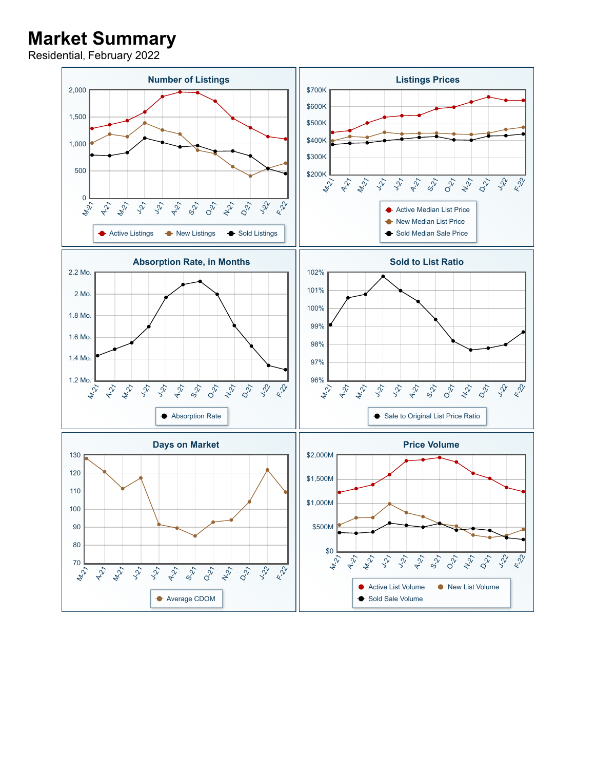# Market Summary

Residential, February 2022

## Number of Listings

2,000
1,500
1,000
500
0

M-21 A-21 M-21 J-21 J-21 A-21 S-21 O-21 N-21 D-21 J-22 F-22

Active Listings · New Listings · Sold Listings

## Listings Prices

$700K
$600K
$500K
$400K
$300K
$200K

M-21 A-21 M-21 J-21 J-21 A-21 S-21 O-21 N-21 D-21 J-22 F-22

Active Median List Price · New Median List Price · Sold Median Sale Price

## Absorption Rate, in Months

2.2 Mo.
2 Mo.
1.8 Mo.
1.6 Mo.
1.4 Mo.
1.2 Mo.

M-21 A-21 M-21 J-21 J-21 A-21 S-21 O-21 N-21 D-21 J-22 F-22

Absorption Rate

## Sold to List Ratio

102%
101%
100%
99%
98%
97%
96%

M-21 A-21 M-21 J-21 J-21 A-21 S-21 O-21 N-21 D-21 J-22 F-22

Sale to Original List Price Ratio

## Days on Market

130
120
110
100
90
80
70

M-21 A-21 M-21 J-21 J-21 A-21 S-21 O-21 N-21 D-21 J-22 F-22

Average CDOM

## Price Volume

$2,000M
$1,500M
$1,000M
$500M
$0

M-21 A-21 M-21 J-21 J-21 A-21 S-21 O-21 N-21 D-21 J-22 F-22

Active List Volume · New List Volume · Sold Sale Volume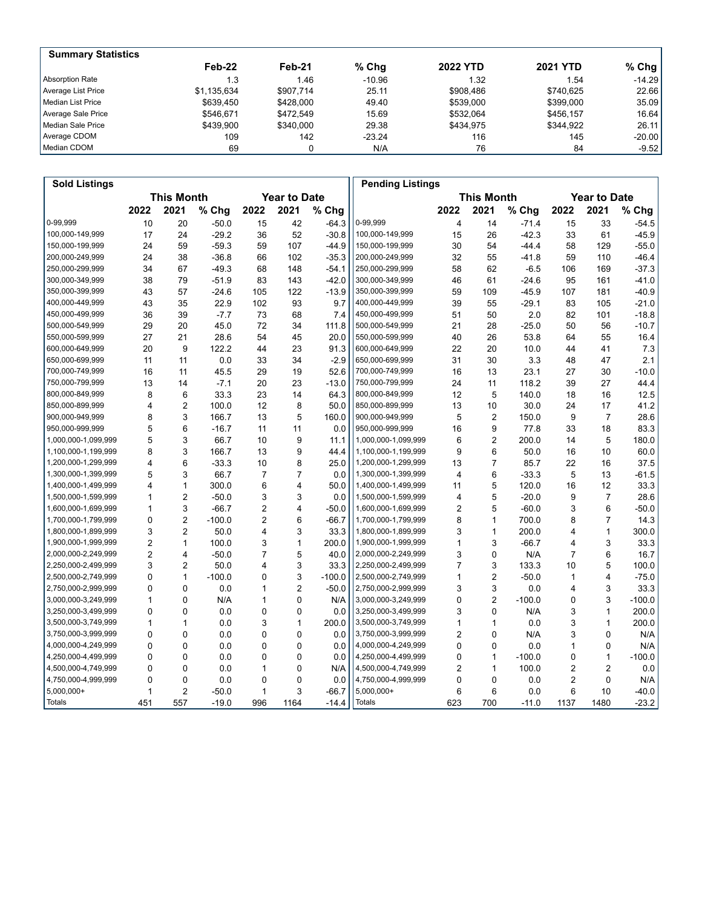## Summary Statistics

| | Feb-22 | Feb-21 | % Chg | 2022 YTD | 2021 YTD | % Chg |
|---|---|---|---|---|---|---|
| Absorption Rate | 1.3 | 1.46 | -10.96 | 1.32 | 1.54 | -14.29 |
| Average List Price | $1,135,634 | $907,714 | 25.11 | $908,486 | $740,625 | 22.66 |
| Median List Price | $639,450 | $428,000 | 49.40 | $539,000 | $399,000 | 35.09 |
| Average Sale Price | $546,671 | $472,549 | 15.69 | $532,064 | $456,157 | 16.64 |
| Median Sale Price | $439,900 | $340,000 | 29.38 | $434,975 | $344,922 | 26.11 |
| Average CDOM | 109 | 142 | -23.24 | 116 | 145 | -20.00 |
| Median CDOM | 69 | 0 | N/A | 76 | 84 | -9.52 |

## Sold Listings

| | This Month | | | Year to Date | | |
|---|---|---|---|---|---|---|
| | 2022 | 2021 | % Chg | 2022 | 2021 | % Chg |
| 0-99,999 | 10 | 20 | -50.0 | 15 | 42 | -64.3 |
| 100,000-149,999 | 17 | 24 | -29.2 | 36 | 52 | -30.8 |
| 150,000-199,999 | 24 | 59 | -59.3 | 59 | 107 | -44.9 |
| 200,000-249,999 | 24 | 38 | -36.8 | 66 | 102 | -35.3 |
| 250,000-299,999 | 34 | 67 | -49.3 | 68 | 148 | -54.1 |
| 300,000-349,999 | 38 | 79 | -51.9 | 83 | 143 | -42.0 |
| 350,000-399,999 | 43 | 57 | -24.6 | 105 | 122 | -13.9 |
| 400,000-449,999 | 43 | 35 | 22.9 | 102 | 93 | 9.7 |
| 450,000-499,999 | 36 | 39 | -7.7 | 73 | 68 | 7.4 |
| 500,000-549,999 | 29 | 20 | 45.0 | 72 | 34 | 111.8 |
| 550,000-599,999 | 27 | 21 | 28.6 | 54 | 45 | 20.0 |
| 600,000-649,999 | 20 | 9 | 122.2 | 44 | 23 | 91.3 |
| 650,000-699,999 | 11 | 11 | 0.0 | 33 | 34 | -2.9 |
| 700,000-749,999 | 16 | 11 | 45.5 | 29 | 19 | 52.6 |
| 750,000-799,999 | 13 | 14 | -7.1 | 20 | 23 | -13.0 |
| 800,000-849,999 | 8 | 6 | 33.3 | 23 | 14 | 64.3 |
| 850,000-899,999 | 4 | 2 | 100.0 | 12 | 8 | 50.0 |
| 900,000-949,999 | 8 | 3 | 166.7 | 13 | 5 | 160.0 |
| 950,000-999,999 | 5 | 6 | -16.7 | 11 | 11 | 0.0 |
| 1,000,000-1,099,999 | 5 | 3 | 66.7 | 10 | 9 | 11.1 |
| 1,100,000-1,199,999 | 8 | 3 | 166.7 | 13 | 9 | 44.4 |
| 1,200,000-1,299,999 | 4 | 6 | -33.3 | 10 | 8 | 25.0 |
| 1,300,000-1,399,999 | 5 | 3 | 66.7 | 7 | 7 | 0.0 |
| 1,400,000-1,499,999 | 4 | 1 | 300.0 | 6 | 4 | 50.0 |
| 1,500,000-1,599,999 | 1 | 2 | -50.0 | 3 | 3 | 0.0 |
| 1,600,000-1,699,999 | 1 | 3 | -66.7 | 2 | 4 | -50.0 |
| 1,700,000-1,799,999 | 0 | 2 | -100.0 | 2 | 6 | -66.7 |
| 1,800,000-1,899,999 | 3 | 2 | 50.0 | 4 | 3 | 33.3 |
| 1,900,000-1,999,999 | 2 | 1 | 100.0 | 3 | 1 | 200.0 |
| 2,000,000-2,249,999 | 2 | 4 | -50.0 | 7 | 5 | 40.0 |
| 2,250,000-2,499,999 | 3 | 2 | 50.0 | 4 | 3 | 33.3 |
| 2,500,000-2,749,999 | 0 | 1 | -100.0 | 0 | 3 | -100.0 |
| 2,750,000-2,999,999 | 0 | 0 | 0.0 | 1 | 2 | -50.0 |
| 3,000,000-3,249,999 | 1 | 0 | N/A | 1 | 0 | N/A |
| 3,250,000-3,499,999 | 0 | 0 | 0.0 | 0 | 0 | 0.0 |
| 3,500,000-3,749,999 | 1 | 1 | 0.0 | 3 | 1 | 200.0 |
| 3,750,000-3,999,999 | 0 | 0 | 0.0 | 0 | 0 | 0.0 |
| 4,000,000-4,249,999 | 0 | 0 | 0.0 | 0 | 0 | 0.0 |
| 4,250,000-4,499,999 | 0 | 0 | 0.0 | 0 | 0 | 0.0 |
| 4,500,000-4,749,999 | 0 | 0 | 0.0 | 1 | 0 | N/A |
| 4,750,000-4,999,999 | 0 | 0 | 0.0 | 0 | 0 | 0.0 |
| 5,000,000+ | 1 | 2 | -50.0 | 1 | 3 | -66.7 |
| Totals | 451 | 557 | -19.0 | 996 | 1164 | -14.4 |

## Pending Listings

| | This Month | | | Year to Date | | |
|---|---|---|---|---|---|---|
| | 2022 | 2021 | % Chg | 2022 | 2021 | % Chg |
| 0-99,999 | 4 | 14 | -71.4 | 15 | 33 | -54.5 |
| 100,000-149,999 | 15 | 26 | -42.3 | 33 | 61 | -45.9 |
| 150,000-199,999 | 30 | 54 | -44.4 | 58 | 129 | -55.0 |
| 200,000-249,999 | 32 | 55 | -41.8 | 59 | 110 | -46.4 |
| 250,000-299,999 | 58 | 62 | -6.5 | 106 | 169 | -37.3 |
| 300,000-349,999 | 46 | 61 | -24.6 | 95 | 161 | -41.0 |
| 350,000-399,999 | 59 | 109 | -45.9 | 107 | 181 | -40.9 |
| 400,000-449,999 | 39 | 55 | -29.1 | 83 | 105 | -21.0 |
| 450,000-499,999 | 51 | 50 | 2.0 | 82 | 101 | -18.8 |
| 500,000-549,999 | 21 | 28 | -25.0 | 50 | 56 | -10.7 |
| 550,000-599,999 | 40 | 26 | 53.8 | 64 | 55 | 16.4 |
| 600,000-649,999 | 22 | 20 | 10.0 | 44 | 41 | 7.3 |
| 650,000-699,999 | 31 | 30 | 3.3 | 48 | 47 | 2.1 |
| 700,000-749,999 | 16 | 13 | 23.1 | 27 | 30 | -10.0 |
| 750,000-799,999 | 24 | 11 | 118.2 | 39 | 27 | 44.4 |
| 800,000-849,999 | 12 | 5 | 140.0 | 18 | 16 | 12.5 |
| 850,000-899,999 | 13 | 10 | 30.0 | 24 | 17 | 41.2 |
| 900,000-949,999 | 5 | 2 | 150.0 | 9 | 7 | 28.6 |
| 950,000-999,999 | 16 | 9 | 77.8 | 33 | 18 | 83.3 |
| 1,000,000-1,099,999 | 6 | 2 | 200.0 | 14 | 5 | 180.0 |
| 1,100,000-1,199,999 | 9 | 6 | 50.0 | 16 | 10 | 60.0 |
| 1,200,000-1,299,999 | 13 | 7 | 85.7 | 22 | 16 | 37.5 |
| 1,300,000-1,399,999 | 4 | 6 | -33.3 | 5 | 13 | -61.5 |
| 1,400,000-1,499,999 | 11 | 5 | 120.0 | 16 | 12 | 33.3 |
| 1,500,000-1,599,999 | 4 | 5 | -20.0 | 9 | 7 | 28.6 |
| 1,600,000-1,699,999 | 2 | 5 | -60.0 | 3 | 6 | -50.0 |
| 1,700,000-1,799,999 | 8 | 1 | 700.0 | 8 | 7 | 14.3 |
| 1,800,000-1,899,999 | 3 | 1 | 200.0 | 4 | 1 | 300.0 |
| 1,900,000-1,999,999 | 1 | 3 | -66.7 | 4 | 3 | 33.3 |
| 2,000,000-2,249,999 | 3 | 0 | N/A | 7 | 6 | 16.7 |
| 2,250,000-2,499,999 | 7 | 3 | 133.3 | 10 | 5 | 100.0 |
| 2,500,000-2,749,999 | 1 | 2 | -50.0 | 1 | 4 | -75.0 |
| 2,750,000-2,999,999 | 3 | 3 | 0.0 | 4 | 3 | 33.3 |
| 3,000,000-3,249,999 | 0 | 2 | -100.0 | 0 | 3 | -100.0 |
| 3,250,000-3,499,999 | 3 | 0 | N/A | 3 | 1 | 200.0 |
| 3,500,000-3,749,999 | 1 | 1 | 0.0 | 3 | 1 | 200.0 |
| 3,750,000-3,999,999 | 2 | 0 | N/A | 3 | 0 | N/A |
| 4,000,000-4,249,999 | 0 | 0 | 0.0 | 1 | 0 | N/A |
| 4,250,000-4,499,999 | 0 | 1 | -100.0 | 0 | 1 | -100.0 |
| 4,500,000-4,749,999 | 2 | 1 | 100.0 | 2 | 2 | 0.0 |
| 4,750,000-4,999,999 | 0 | 0 | 0.0 | 2 | 0 | N/A |
| 5,000,000+ | 6 | 6 | 0.0 | 6 | 10 | -40.0 |
| Totals | 623 | 700 | -11.0 | 1137 | 1480 | -23.2 |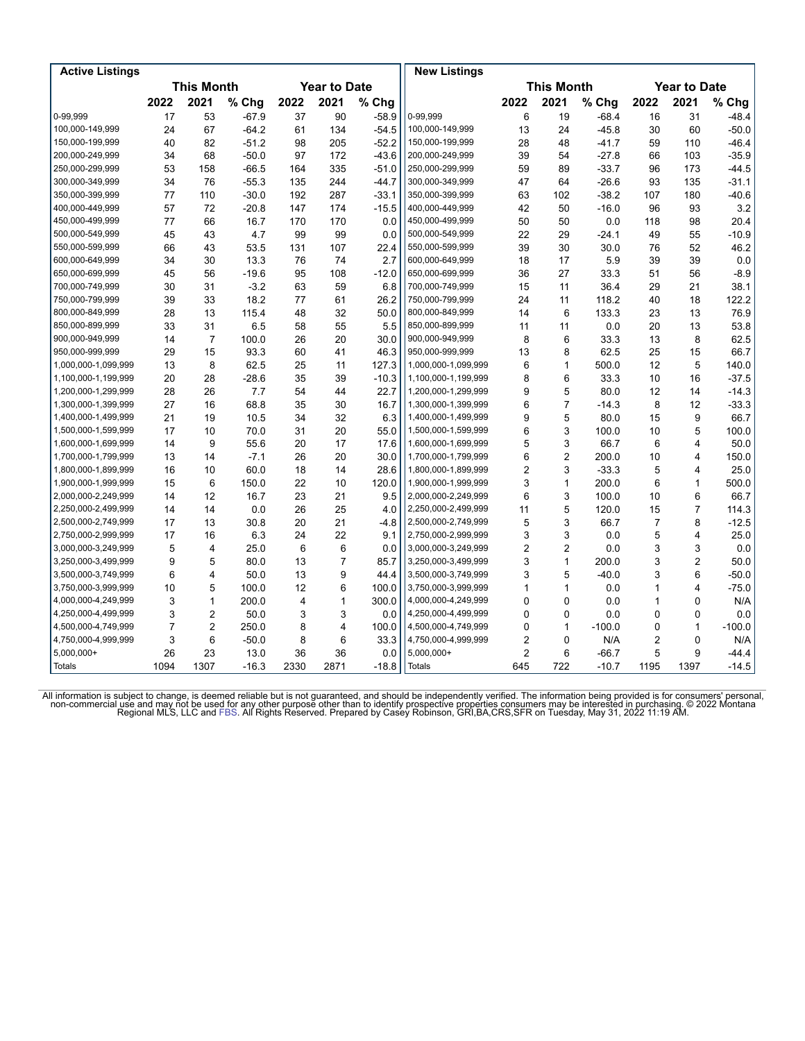| Active Listings | This Month | | | Year to Date | | |
|---|---|---|---|---|---|---|
| | 2022 | 2021 | % Chg | 2022 | 2021 | % Chg |
| 0-99,999 | 17 | 53 | -67.9 | 37 | 90 | -58.9 |
| 100,000-149,999 | 24 | 67 | -64.2 | 61 | 134 | -54.5 |
| 150,000-199,999 | 40 | 82 | -51.2 | 98 | 205 | -52.2 |
| 200,000-249,999 | 34 | 68 | -50.0 | 97 | 172 | -43.6 |
| 250,000-299,999 | 53 | 158 | -66.5 | 164 | 335 | -51.0 |
| 300,000-349,999 | 34 | 76 | -55.3 | 135 | 244 | -44.7 |
| 350,000-399,999 | 77 | 110 | -30.0 | 192 | 287 | -33.1 |
| 400,000-449,999 | 57 | 72 | -20.8 | 147 | 174 | -15.5 |
| 450,000-499,999 | 77 | 66 | 16.7 | 170 | 170 | 0.0 |
| 500,000-549,999 | 45 | 43 | 4.7 | 99 | 99 | 0.0 |
| 550,000-599,999 | 66 | 43 | 53.5 | 131 | 107 | 22.4 |
| 600,000-649,999 | 34 | 30 | 13.3 | 76 | 74 | 2.7 |
| 650,000-699,999 | 45 | 56 | -19.6 | 95 | 108 | -12.0 |
| 700,000-749,999 | 30 | 31 | -3.2 | 63 | 59 | 6.8 |
| 750,000-799,999 | 39 | 33 | 18.2 | 77 | 61 | 26.2 |
| 800,000-849,999 | 28 | 13 | 115.4 | 48 | 32 | 50.0 |
| 850,000-899,999 | 33 | 31 | 6.5 | 58 | 55 | 5.5 |
| 900,000-949,999 | 14 | 7 | 100.0 | 26 | 20 | 30.0 |
| 950,000-999,999 | 29 | 15 | 93.3 | 60 | 41 | 46.3 |
| 1,000,000-1,099,999 | 13 | 8 | 62.5 | 25 | 11 | 127.3 |
| 1,100,000-1,199,999 | 20 | 28 | -28.6 | 35 | 39 | -10.3 |
| 1,200,000-1,299,999 | 28 | 26 | 7.7 | 54 | 44 | 22.7 |
| 1,300,000-1,399,999 | 27 | 16 | 68.8 | 35 | 30 | 16.7 |
| 1,400,000-1,499,999 | 21 | 19 | 10.5 | 34 | 32 | 6.3 |
| 1,500,000-1,599,999 | 17 | 10 | 70.0 | 31 | 20 | 55.0 |
| 1,600,000-1,699,999 | 14 | 9 | 55.6 | 20 | 17 | 17.6 |
| 1,700,000-1,799,999 | 13 | 14 | -7.1 | 26 | 20 | 30.0 |
| 1,800,000-1,899,999 | 16 | 10 | 60.0 | 18 | 14 | 28.6 |
| 1,900,000-1,999,999 | 15 | 6 | 150.0 | 22 | 10 | 120.0 |
| 2,000,000-2,249,999 | 14 | 12 | 16.7 | 23 | 21 | 9.5 |
| 2,250,000-2,499,999 | 14 | 14 | 0.0 | 26 | 25 | 4.0 |
| 2,500,000-2,749,999 | 17 | 13 | 30.8 | 20 | 21 | -4.8 |
| 2,750,000-2,999,999 | 17 | 16 | 6.3 | 24 | 22 | 9.1 |
| 3,000,000-3,249,999 | 5 | 4 | 25.0 | 6 | 6 | 0.0 |
| 3,250,000-3,499,999 | 9 | 5 | 80.0 | 13 | 7 | 85.7 |
| 3,500,000-3,749,999 | 6 | 4 | 50.0 | 13 | 9 | 44.4 |
| 3,750,000-3,999,999 | 10 | 5 | 100.0 | 12 | 6 | 100.0 |
| 4,000,000-4,249,999 | 3 | 1 | 200.0 | 4 | 1 | 300.0 |
| 4,250,000-4,499,999 | 3 | 2 | 50.0 | 3 | 3 | 0.0 |
| 4,500,000-4,749,999 | 7 | 2 | 250.0 | 8 | 4 | 100.0 |
| 4,750,000-4,999,999 | 3 | 6 | -50.0 | 8 | 6 | 33.3 |
| 5,000,000+ | 26 | 23 | 13.0 | 36 | 36 | 0.0 |
| Totals | 1094 | 1307 | -16.3 | 2330 | 2871 | -18.8 |

| New Listings | This Month | | | Year to Date | | |
|---|---|---|---|---|---|---|
| | 2022 | 2021 | % Chg | 2022 | 2021 | % Chg |
| 0-99,999 | 6 | 19 | -68.4 | 16 | 31 | -48.4 |
| 100,000-149,999 | 13 | 24 | -45.8 | 30 | 60 | -50.0 |
| 150,000-199,999 | 28 | 48 | -41.7 | 59 | 110 | -46.4 |
| 200,000-249,999 | 39 | 54 | -27.8 | 66 | 103 | -35.9 |
| 250,000-299,999 | 59 | 89 | -33.7 | 96 | 173 | -44.5 |
| 300,000-349,999 | 47 | 64 | -26.6 | 93 | 135 | -31.1 |
| 350,000-399,999 | 63 | 102 | -38.2 | 107 | 180 | -40.6 |
| 400,000-449,999 | 42 | 50 | -16.0 | 96 | 93 | 3.2 |
| 450,000-499,999 | 50 | 50 | 0.0 | 118 | 98 | 20.4 |
| 500,000-549,999 | 22 | 29 | -24.1 | 49 | 55 | -10.9 |
| 550,000-599,999 | 39 | 30 | 30.0 | 76 | 52 | 46.2 |
| 600,000-649,999 | 18 | 17 | 5.9 | 39 | 39 | 0.0 |
| 650,000-699,999 | 36 | 27 | 33.3 | 51 | 56 | -8.9 |
| 700,000-749,999 | 15 | 11 | 36.4 | 29 | 21 | 38.1 |
| 750,000-799,999 | 24 | 11 | 118.2 | 40 | 18 | 122.2 |
| 800,000-849,999 | 14 | 6 | 133.3 | 23 | 13 | 76.9 |
| 850,000-899,999 | 11 | 11 | 0.0 | 20 | 13 | 53.8 |
| 900,000-949,999 | 8 | 6 | 33.3 | 13 | 8 | 62.5 |
| 950,000-999,999 | 13 | 8 | 62.5 | 25 | 15 | 66.7 |
| 1,000,000-1,099,999 | 6 | 1 | 500.0 | 12 | 5 | 140.0 |
| 1,100,000-1,199,999 | 8 | 6 | 33.3 | 10 | 16 | -37.5 |
| 1,200,000-1,299,999 | 9 | 5 | 80.0 | 12 | 14 | -14.3 |
| 1,300,000-1,399,999 | 6 | 7 | -14.3 | 8 | 12 | -33.3 |
| 1,400,000-1,499,999 | 9 | 5 | 80.0 | 15 | 9 | 66.7 |
| 1,500,000-1,599,999 | 6 | 3 | 100.0 | 10 | 5 | 100.0 |
| 1,600,000-1,699,999 | 5 | 3 | 66.7 | 6 | 4 | 50.0 |
| 1,700,000-1,799,999 | 6 | 2 | 200.0 | 10 | 4 | 150.0 |
| 1,800,000-1,899,999 | 2 | 3 | -33.3 | 5 | 4 | 25.0 |
| 1,900,000-1,999,999 | 3 | 1 | 200.0 | 6 | 1 | 500.0 |
| 2,000,000-2,249,999 | 6 | 3 | 100.0 | 10 | 6 | 66.7 |
| 2,250,000-2,499,999 | 11 | 5 | 120.0 | 15 | 7 | 114.3 |
| 2,500,000-2,749,999 | 5 | 3 | 66.7 | 7 | 8 | -12.5 |
| 2,750,000-2,999,999 | 3 | 3 | 0.0 | 5 | 4 | 25.0 |
| 3,000,000-3,249,999 | 2 | 2 | 0.0 | 3 | 3 | 0.0 |
| 3,250,000-3,499,999 | 3 | 1 | 200.0 | 3 | 2 | 50.0 |
| 3,500,000-3,749,999 | 3 | 5 | -40.0 | 3 | 6 | -50.0 |
| 3,750,000-3,999,999 | 1 | 1 | 0.0 | 1 | 4 | -75.0 |
| 4,000,000-4,249,999 | 0 | 0 | 0.0 | 1 | 0 | N/A |
| 4,250,000-4,499,999 | 0 | 0 | 0.0 | 0 | 0 | 0.0 |
| 4,500,000-4,749,999 | 0 | 1 | -100.0 | 0 | 1 | -100.0 |
| 4,750,000-4,999,999 | 2 | 0 | N/A | 2 | 0 | N/A |
| 5,000,000+ | 2 | 6 | -66.7 | 5 | 9 | -44.4 |
| Totals | 645 | 722 | -10.7 | 1195 | 1397 | -14.5 |

All information is subject to change, is deemed reliable but is not guaranteed, and should be independently verified. The information being provided is for consumers' personal, non-commercial use and may not be used for any other purpose other than to identify prospective properties consumers may be interested in purchasing. © 2022 Montana Regional MLS, LLC and FBS. All Rights Reserved. Prepared by Casey Robinson, GRI,BA,CRS,SFR on Tuesday, May 31, 2022 11:19 AM.